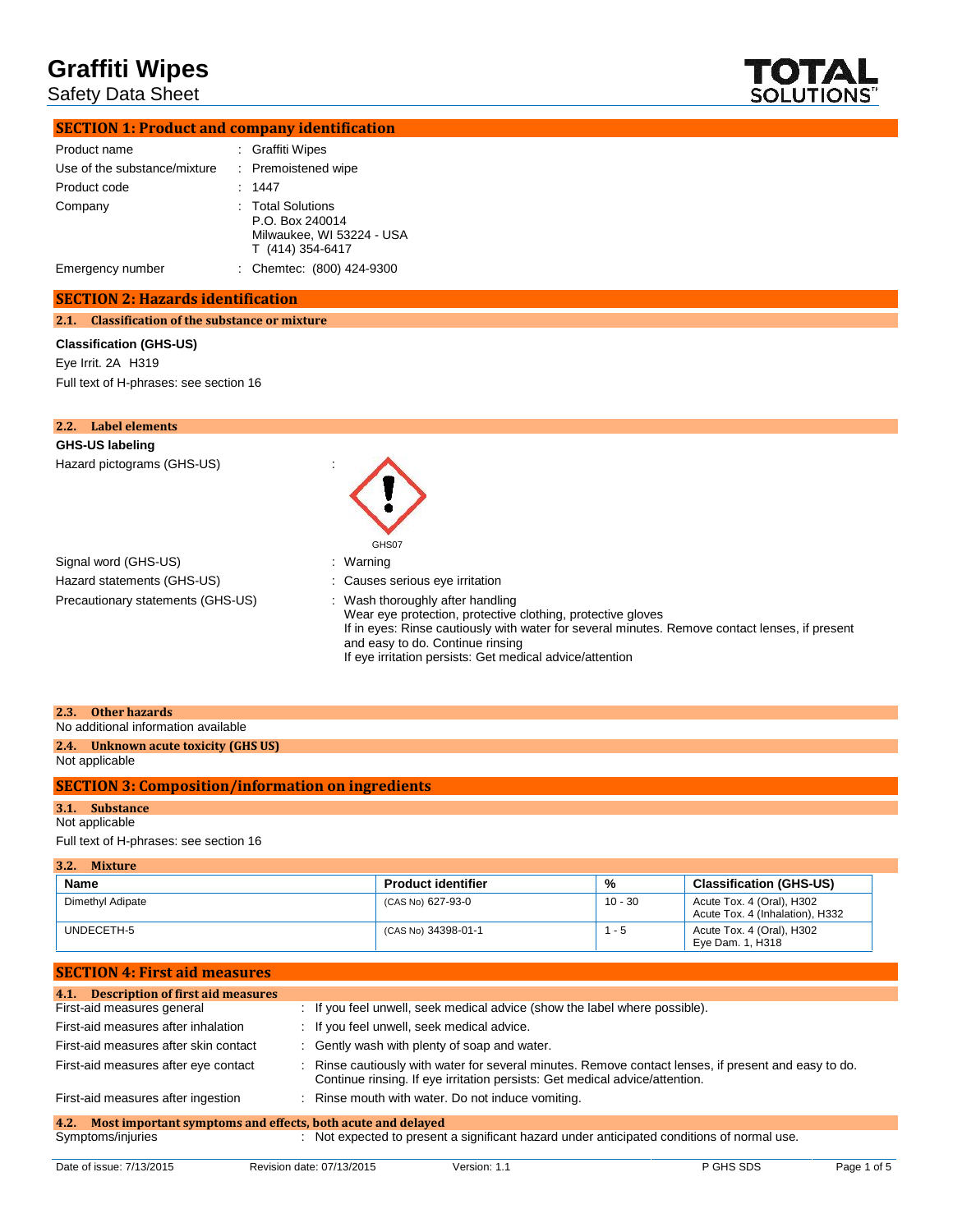# Graffiti Wipes

Safety Data Sheet

## SECTION 1: Product and company identification

| | |
|---|---|
| Product name | : Graffiti Wipes |
| Use of the substance/mixture | : Premoistened wipe |
| Product code | : 1447 |
| Company | : Total Solutions<br>P.O. Box 240014<br>Milwaukee, WI 53224 - USA<br>T (414) 354-6417 |
| Emergency number | : Chemtec: (800) 424-9300 |

## SECTION 2: Hazards identification

### 2.1. Classification of the substance or mixture

**Classification (GHS-US)**

Eye Irrit. 2A H319

Full text of H-phrases: see section 16

### 2.2. Label elements

**GHS-US labeling**

Hazard pictograms (GHS-US) :

GHS07

Signal word (GHS-US) : Warning

Hazard statements (GHS-US) : Causes serious eye irritation

Precautionary statements (GHS-US) : Wash thoroughly after handling
Wear eye protection, protective clothing, protective gloves
If in eyes: Rinse cautiously with water for several minutes. Remove contact lenses, if present and easy to do. Continue rinsing
If eye irritation persists: Get medical advice/attention

### 2.3. Other hazards

No additional information available

### 2.4. Unknown acute toxicity (GHS US)

Not applicable

## SECTION 3: Composition/information on ingredients

### 3.1. Substance

Not applicable

Full text of H-phrases: see section 16

### 3.2. Mixture

| Name | Product identifier | % | Classification (GHS-US) |
|---|---|---|---|
| Dimethyl Adipate | (CAS No) 627-93-0 | 10 - 30 | Acute Tox. 4 (Oral), H302<br>Acute Tox. 4 (Inhalation), H332 |
| UNDECETH-5 | (CAS No) 34398-01-1 | 1 - 5 | Acute Tox. 4 (Oral), H302<br>Eye Dam. 1, H318 |

## SECTION 4: First aid measures

### 4.1. Description of first aid measures

| | |
|---|---|
| First-aid measures general | : If you feel unwell, seek medical advice (show the label where possible). |
| First-aid measures after inhalation | : If you feel unwell, seek medical advice. |
| First-aid measures after skin contact | : Gently wash with plenty of soap and water. |
| First-aid measures after eye contact | : Rinse cautiously with water for several minutes. Remove contact lenses, if present and easy to do. Continue rinsing. If eye irritation persists: Get medical advice/attention. |
| First-aid measures after ingestion | : Rinse mouth with water. Do not induce vomiting. |

### 4.2. Most important symptoms and effects, both acute and delayed

Symptoms/injuries : Not expected to present a significant hazard under anticipated conditions of normal use.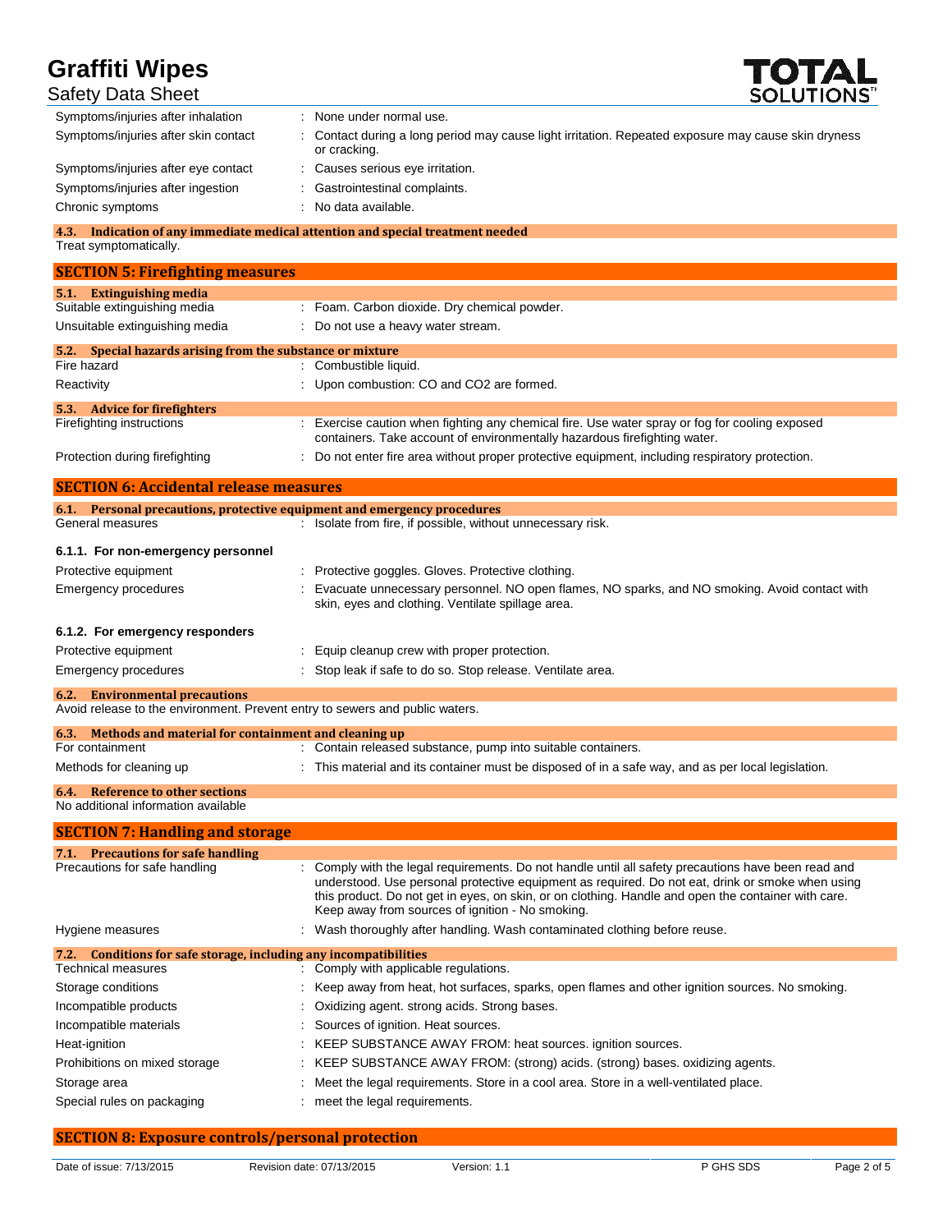| | |
|---|---|
| Symptoms/injuries after inhalation | : None under normal use. |
| Symptoms/injuries after skin contact | : Contact during a long period may cause light irritation. Repeated exposure may cause skin dryness or cracking. |
| Symptoms/injuries after eye contact | : Causes serious eye irritation. |
| Symptoms/injuries after ingestion | : Gastrointestinal complaints. |
| Chronic symptoms | : No data available. |

### 4.3. Indication of any immediate medical attention and special treatment needed

Treat symptomatically.

## SECTION 5: Firefighting measures

### 5.1. Extinguishing media

| | |
|---|---|
| Suitable extinguishing media | : Foam. Carbon dioxide. Dry chemical powder. |
| Unsuitable extinguishing media | : Do not use a heavy water stream. |

### 5.2. Special hazards arising from the substance or mixture

| | |
|---|---|
| Fire hazard | : Combustible liquid. |
| Reactivity | : Upon combustion: CO and CO2 are formed. |

### 5.3. Advice for firefighters

| | |
|---|---|
| Firefighting instructions | : Exercise caution when fighting any chemical fire. Use water spray or fog for cooling exposed containers. Take account of environmentally hazardous firefighting water. |
| Protection during firefighting | : Do not enter fire area without proper protective equipment, including respiratory protection. |

## SECTION 6: Accidental release measures

### 6.1. Personal precautions, protective equipment and emergency procedures

| | |
|---|---|
| General measures | : Isolate from fire, if possible, without unnecessary risk. |

#### 6.1.1. For non-emergency personnel

| | |
|---|---|
| Protective equipment | : Protective goggles. Gloves. Protective clothing. |
| Emergency procedures | : Evacuate unnecessary personnel. NO open flames, NO sparks, and NO smoking. Avoid contact with skin, eyes and clothing. Ventilate spillage area. |

#### 6.1.2. For emergency responders

| | |
|---|---|
| Protective equipment | : Equip cleanup crew with proper protection. |
| Emergency procedures | : Stop leak if safe to do so. Stop release. Ventilate area. |

### 6.2. Environmental precautions

Avoid release to the environment. Prevent entry to sewers and public waters.

### 6.3. Methods and material for containment and cleaning up

| | |
|---|---|
| For containment | : Contain released substance, pump into suitable containers. |
| Methods for cleaning up | : This material and its container must be disposed of in a safe way, and as per local legislation. |

### 6.4. Reference to other sections

No additional information available

## SECTION 7: Handling and storage

### 7.1. Precautions for safe handling

| | |
|---|---|
| Precautions for safe handling | : Comply with the legal requirements. Do not handle until all safety precautions have been read and understood. Use personal protective equipment as required. Do not eat, drink or smoke when using this product. Do not get in eyes, on skin, or on clothing. Handle and open the container with care. Keep away from sources of ignition - No smoking. |
| Hygiene measures | : Wash thoroughly after handling. Wash contaminated clothing before reuse. |

### 7.2. Conditions for safe storage, including any incompatibilities

| | |
|---|---|
| Technical measures | : Comply with applicable regulations. |
| Storage conditions | : Keep away from heat, hot surfaces, sparks, open flames and other ignition sources. No smoking. |
| Incompatible products | : Oxidizing agent. strong acids. Strong bases. |
| Incompatible materials | : Sources of ignition. Heat sources. |
| Heat-ignition | : KEEP SUBSTANCE AWAY FROM: heat sources. ignition sources. |
| Prohibitions on mixed storage | : KEEP SUBSTANCE AWAY FROM: (strong) acids. (strong) bases. oxidizing agents. |
| Storage area | : Meet the legal requirements. Store in a cool area. Store in a well-ventilated place. |
| Special rules on packaging | : meet the legal requirements. |

## SECTION 8: Exposure controls/personal protection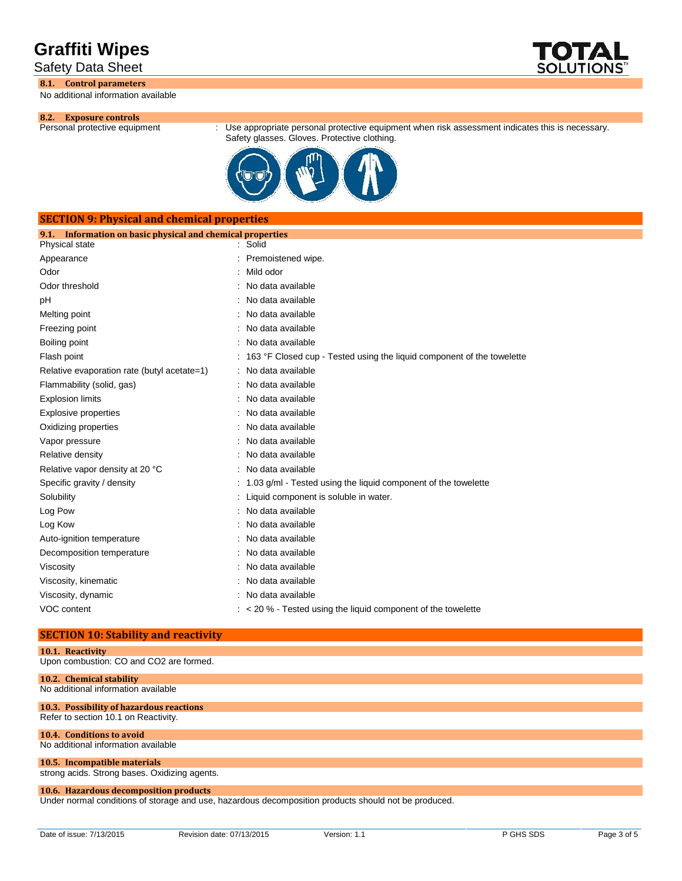### 8.1. Control parameters

No additional information available

### 8.2. Exposure controls

Personal protective equipment : Use appropriate personal protective equipment when risk assessment indicates this is necessary. Safety glasses. Gloves. Protective clothing.

## SECTION 9: Physical and chemical properties

### 9.1. Information on basic physical and chemical properties

| | |
|---|---|
| Physical state | : Solid |
| Appearance | : Premoistened wipe. |
| Odor | : Mild odor |
| Odor threshold | : No data available |
| pH | : No data available |
| Melting point | : No data available |
| Freezing point | : No data available |
| Boiling point | : No data available |
| Flash point | : 163 °F Closed cup - Tested using the liquid component of the towelette |
| Relative evaporation rate (butyl acetate=1) | : No data available |
| Flammability (solid, gas) | : No data available |
| Explosion limits | : No data available |
| Explosive properties | : No data available |
| Oxidizing properties | : No data available |
| Vapor pressure | : No data available |
| Relative density | : No data available |
| Relative vapor density at 20 °C | : No data available |
| Specific gravity / density | : 1.03 g/ml - Tested using the liquid component of the towelette |
| Solubility | : Liquid component is soluble in water. |
| Log Pow | : No data available |
| Log Kow | : No data available |
| Auto-ignition temperature | : No data available |
| Decomposition temperature | : No data available |
| Viscosity | : No data available |
| Viscosity, kinematic | : No data available |
| Viscosity, dynamic | : No data available |
| VOC content | : < 20 % - Tested using the liquid component of the towelette |

## SECTION 10: Stability and reactivity

### 10.1. Reactivity

Upon combustion: CO and $CO_2$ are formed.

### 10.2. Chemical stability

No additional information available

### 10.3. Possibility of hazardous reactions

Refer to section 10.1 on Reactivity.

### 10.4. Conditions to avoid

No additional information available

### 10.5. Incompatible materials

strong acids. Strong bases. Oxidizing agents.

### 10.6. Hazardous decomposition products

Under normal conditions of storage and use, hazardous decomposition products should not be produced.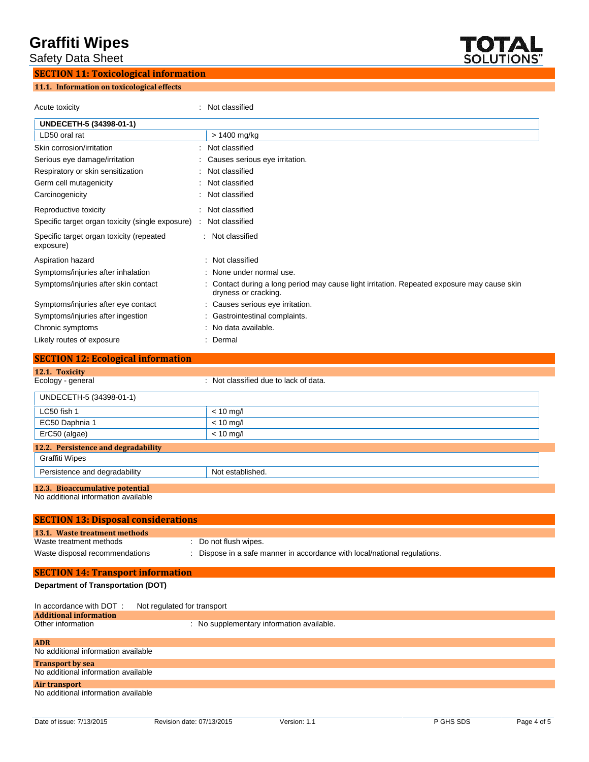## SECTION 11: Toxicological information

### 11.1. Information on toxicological effects

Acute toxicity : Not classified

| UNDECETH-5 (34398-01-1) | |
|---|---|
| LD50 oral rat | > 1400 mg/kg |

Skin corrosion/irritation : Not classified

Serious eye damage/irritation : Causes serious eye irritation.

Respiratory or skin sensitization : Not classified

Germ cell mutagenicity : Not classified

Carcinogenicity : Not classified

Reproductive toxicity : Not classified

Specific target organ toxicity (single exposure) : Not classified

Specific target organ toxicity (repeated exposure) : Not classified

Aspiration hazard : Not classified

Symptoms/injuries after inhalation : None under normal use.

Symptoms/injuries after skin contact : Contact during a long period may cause light irritation. Repeated exposure may cause skin dryness or cracking.

Symptoms/injuries after eye contact : Causes serious eye irritation.

Symptoms/injuries after ingestion : Gastrointestinal complaints.

Chronic symptoms : No data available.

Likely routes of exposure : Dermal

## SECTION 12: Ecological information

### 12.1. Toxicity

Ecology - general : Not classified due to lack of data.

| UNDECETH-5 (34398-01-1) | |
|---|---|
| LC50 fish 1 | < 10 mg/l |
| EC50 Daphnia 1 | < 10 mg/l |
| ErC50 (algae) | < 10 mg/l |

### 12.2. Persistence and degradability

| Graffiti Wipes | |
|---|---|
| Persistence and degradability | Not established. |

### 12.3. Bioaccumulative potential

No additional information available

## SECTION 13: Disposal considerations

### 13.1. Waste treatment methods

Waste treatment methods : Do not flush wipes.

Waste disposal recommendations : Dispose in a safe manner in accordance with local/national regulations.

## SECTION 14: Transport information

**Department of Transportation (DOT)**

In accordance with DOT : Not regulated for transport

### Additional information

Other information : No supplementary information available.

### ADR

No additional information available

### Transport by sea

No additional information available

### Air transport

No additional information available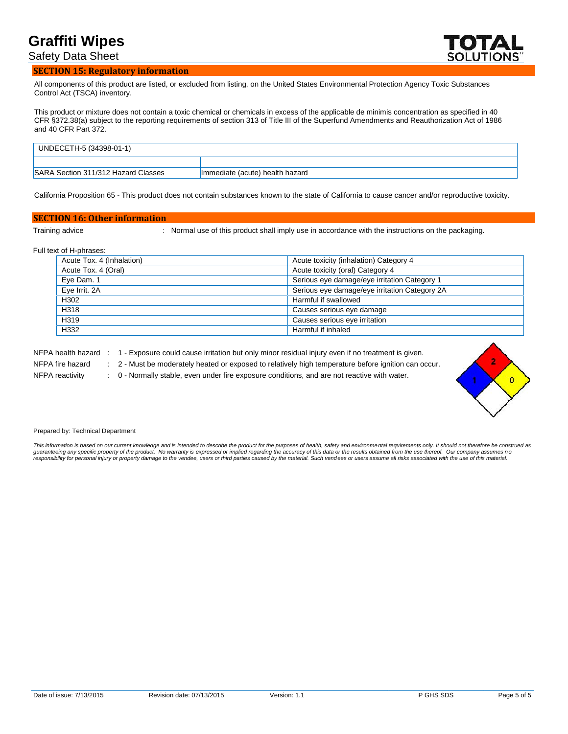## SECTION 15: Regulatory information

All components of this product are listed, or excluded from listing, on the United States Environmental Protection Agency Toxic Substances Control Act (TSCA) inventory.

This product or mixture does not contain a toxic chemical or chemicals in excess of the applicable de minimis concentration as specified in 40 CFR §372.38(a) subject to the reporting requirements of section 313 of Title III of the Superfund Amendments and Reauthorization Act of 1986 and 40 CFR Part 372.

| UNDECETH-5 (34398-01-1) | |
|---|---|
| | |
| SARA Section 311/312 Hazard Classes | Immediate (acute) health hazard |

California Proposition 65 - This product does not contain substances known to the state of California to cause cancer and/or reproductive toxicity.

## SECTION 16: Other information

Training advice : Normal use of this product shall imply use in accordance with the instructions on the packaging.

Full text of H-phrases:

| | |
|---|---|
| Acute Tox. 4 (Inhalation) | Acute toxicity (inhalation) Category 4 |
| Acute Tox. 4 (Oral) | Acute toxicity (oral) Category 4 |
| Eye Dam. 1 | Serious eye damage/eye irritation Category 1 |
| Eye Irrit. 2A | Serious eye damage/eye irritation Category 2A |
| H302 | Harmful if swallowed |
| H318 | Causes serious eye damage |
| H319 | Causes serious eye irritation |
| H332 | Harmful if inhaled |

NFPA health hazard : 1 - Exposure could cause irritation but only minor residual injury even if no treatment is given.

NFPA fire hazard : 2 - Must be moderately heated or exposed to relatively high temperature before ignition can occur.

NFPA reactivity : 0 - Normally stable, even under fire exposure conditions, and are not reactive with water.

2

1

0

Prepared by: Technical Department

*This information is based on our current knowledge and is intended to describe the product for the purposes of health, safety and environmental requirements only. It should not therefore be construed as guaranteeing any specific property of the product. No warranty is expressed or implied regarding the accuracy of this data or the results obtained from the use thereof. Our company assumes no responsibility for personal injury or property damage to the vendee, users or third parties caused by the material. Such vendees or users assume all risks associated with the use of this material.*